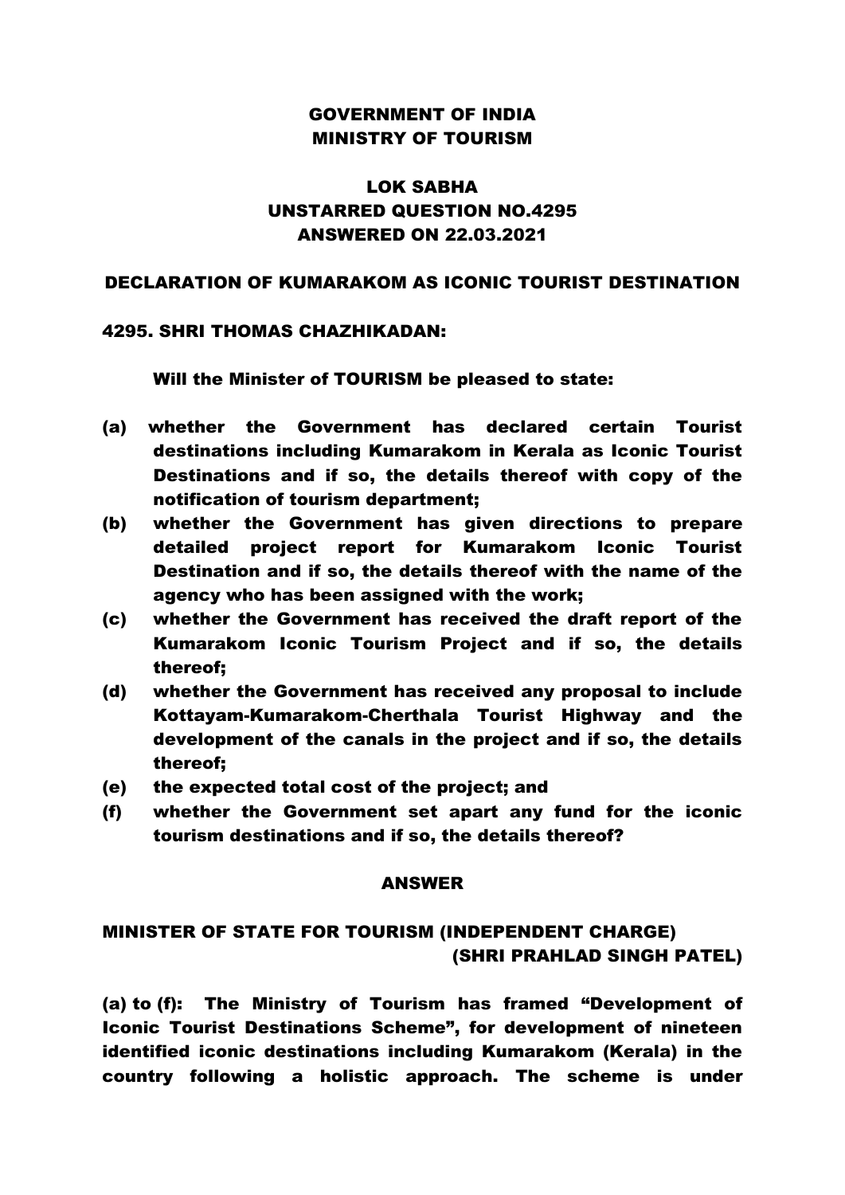**GOVERNMENT OF INDIA**
**MINISTRY OF TOURISM**

**LOK SABHA**
**UNSTARRED QUESTION NO.4295**
**ANSWERED ON 22.03.2021**

**DECLARATION OF KUMARAKOM AS ICONIC TOURIST DESTINATION**

**4295. SHRI THOMAS CHAZHIKADAN:**

**Will the Minister of TOURISM be pleased to state:**

- **(a) whether the Government has declared certain Tourist destinations including Kumarakom in Kerala as Iconic Tourist Destinations and if so, the details thereof with copy of the notification of tourism department;**
- **(b) whether the Government has given directions to prepare detailed project report for Kumarakom Iconic Tourist Destination and if so, the details thereof with the name of the agency who has been assigned with the work;**
- **(c) whether the Government has received the draft report of the Kumarakom Iconic Tourism Project and if so, the details thereof;**
- **(d) whether the Government has received any proposal to include Kottayam-Kumarakom-Cherthala Tourist Highway and the development of the canals in the project and if so, the details thereof;**
- **(e) the expected total cost of the project; and**
- **(f) whether the Government set apart any fund for the iconic tourism destinations and if so, the details thereof?**

**ANSWER**

**MINISTER OF STATE FOR TOURISM (INDEPENDENT CHARGE)**
**(SHRI PRAHLAD SINGH PATEL)**

**(a) to (f): The Ministry of Tourism has framed "Development of Iconic Tourist Destinations Scheme", for development of nineteen identified iconic destinations including Kumarakom (Kerala) in the country following a holistic approach. The scheme is under**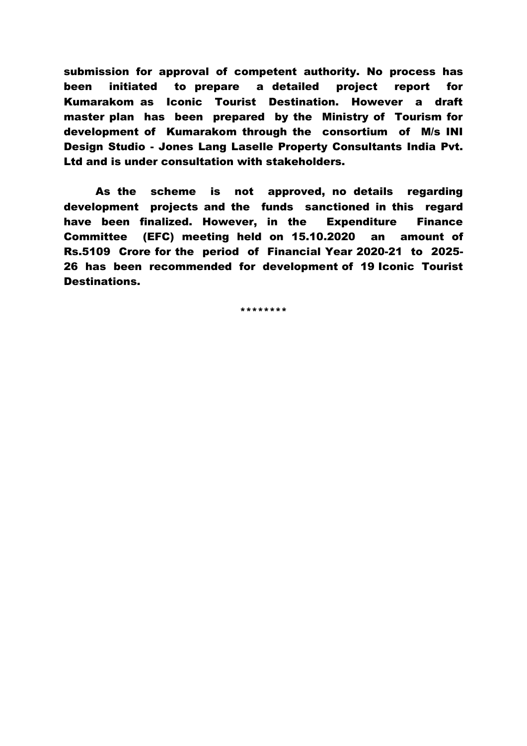**submission for approval of competent authority. No process has been initiated to prepare a detailed project report for Kumarakom as Iconic Tourist Destination. However a draft master plan has been prepared by the Ministry of Tourism for development of Kumarakom through the consortium of M/s INI Design Studio - Jones Lang Laselle Property Consultants India Pvt. Ltd and is under consultation with stakeholders.**

**As the scheme is not approved, no details regarding development projects and the funds sanctioned in this regard have been finalized. However, in the Expenditure Finance Committee (EFC) meeting held on 15.10.2020 an amount of Rs.5109 Crore for the period of Financial Year 2020-21 to 2025-26 has been recommended for development of 19 Iconic Tourist Destinations.**

********